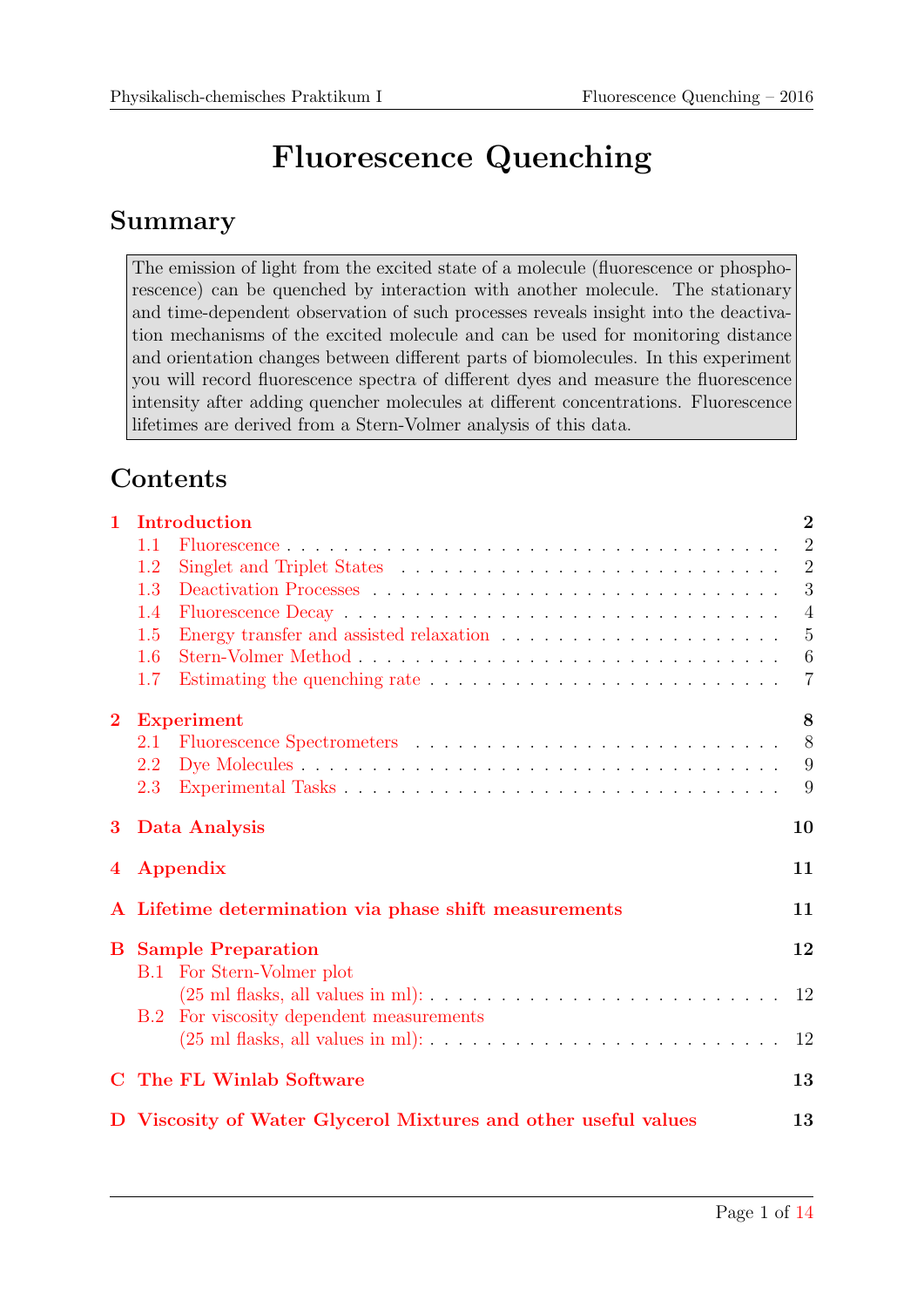# Fluorescence Quenching

## Summary

The emission of light from the excited state of a molecule (fluorescence or phosphorescence) can be quenched by interaction with another molecule. The stationary and time-dependent observation of such processes reveals insight into the deactivation mechanisms of the excited molecule and can be used for monitoring distance and orientation changes between different parts of biomolecules. In this experiment you will record fluorescence spectra of different dyes and measure the fluorescence intensity after adding quencher molecules at different concentrations. Fluorescence lifetimes are derived from a Stern-Volmer analysis of this data.

## Contents

- **1 Introduction** — 2
  - 1.1 Fluorescence — 2
  - 1.2 Singlet and Triplet States — 2
  - 1.3 Deactivation Processes — 3
  - 1.4 Fluorescence Decay — 4
  - 1.5 Energy transfer and assisted relaxation — 5
  - 1.6 Stern-Volmer Method — 6
  - 1.7 Estimating the quenching rate — 7
- **2 Experiment** — 8
  - 2.1 Fluorescence Spectrometers — 8
  - 2.2 Dye Molecules — 9
  - 2.3 Experimental Tasks — 9
- **3 Data Analysis** — 10
- **4 Appendix** — 11
- **A Lifetime determination via phase shift measurements** — 11
- **B Sample Preparation** — 12
  - B.1 For Stern-Volmer plot (25 ml flasks, all values in ml): — 12
  - B.2 For viscosity dependent measurements (25 ml flasks, all values in ml): — 12
- **C The FL Winlab Software** — 13
- **D Viscosity of Water Glycerol Mixtures and other useful values** — 13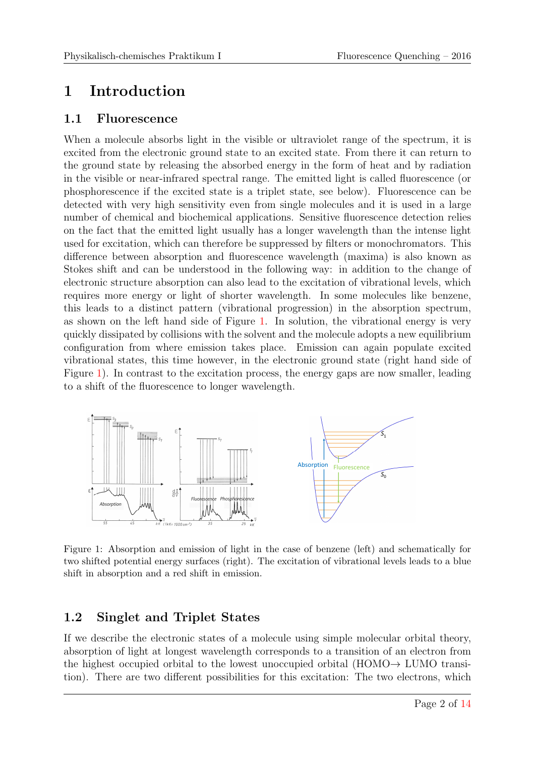# 1 Introduction

## 1.1 Fluorescence

When a molecule absorbs light in the visible or ultraviolet range of the spectrum, it is excited from the electronic ground state to an excited state. From there it can return to the ground state by releasing the absorbed energy in the form of heat and by radiation in the visible or near-infrared spectral range. The emitted light is called fluorescence (or phosphorescence if the excited state is a triplet state, see below). Fluorescence can be detected with very high sensitivity even from single molecules and it is used in a large number of chemical and biochemical applications. Sensitive fluorescence detection relies on the fact that the emitted light usually has a longer wavelength than the intense light used for excitation, which can therefore be suppressed by filters or monochromators. This difference between absorption and fluorescence wavelength (maxima) is also known as Stokes shift and can be understood in the following way: in addition to the change of electronic structure absorption can also lead to the excitation of vibrational levels, which requires more energy or light of shorter wavelength. In some molecules like benzene, this leads to a distinct pattern (vibrational progression) in the absorption spectrum, as shown on the left hand side of Figure 1. In solution, the vibrational energy is very quickly dissipated by collisions with the solvent and the molecule adopts a new equilibrium configuration from where emission takes place. Emission can again populate excited vibrational states, this time however, in the electronic ground state (right hand side of Figure 1). In contrast to the excitation process, the energy gaps are now smaller, leading to a shift of the fluorescence to longer wavelength.

Figure 1: Absorption and emission of light in the case of benzene (left) and schematically for two shifted potential energy surfaces (right). The excitation of vibrational levels leads to a blue shift in absorption and a red shift in emission.

## 1.2 Singlet and Triplet States

If we describe the electronic states of a molecule using simple molecular orbital theory, absorption of light at longest wavelength corresponds to a transition of an electron from the highest occupied orbital to the lowest unoccupied orbital (HOMO→ LUMO transition). There are two different possibilities for this excitation: The two electrons, which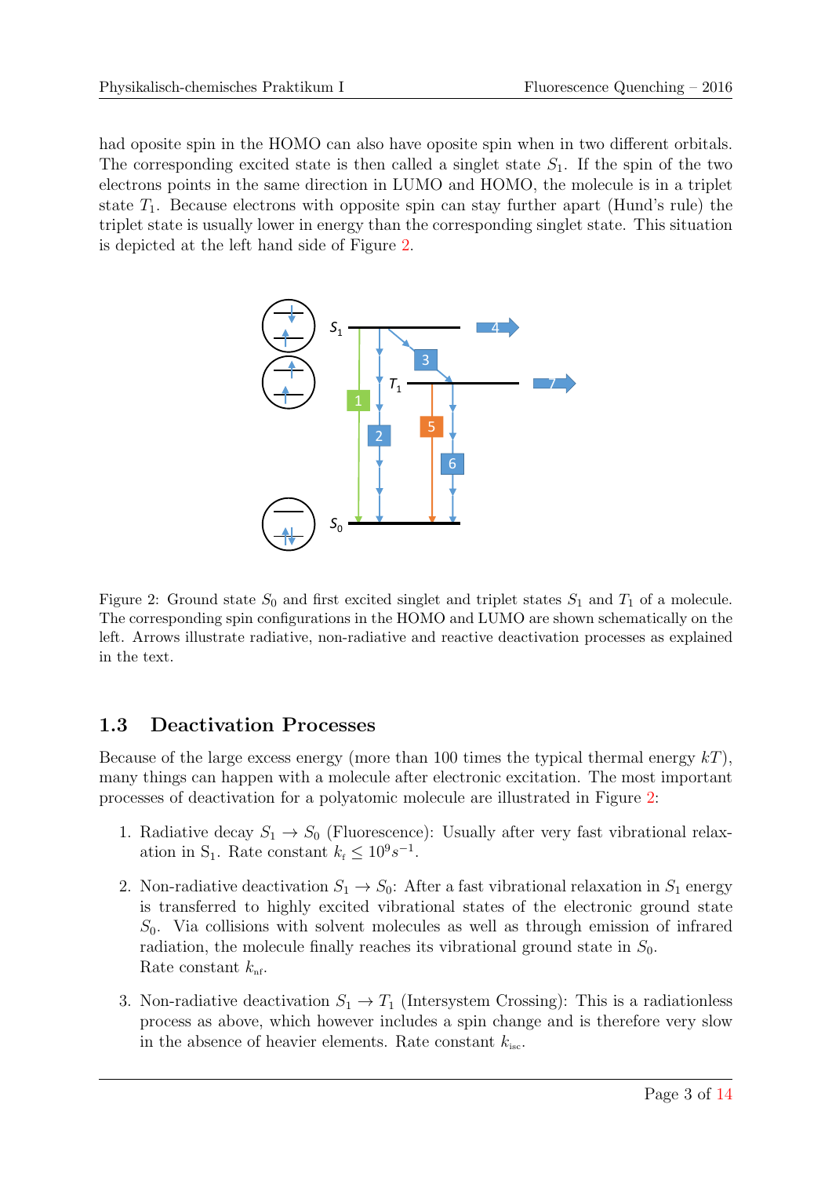had oposite spin in the HOMO can also have oposite spin when in two different orbitals. The corresponding excited state is then called a singlet state $S_1$. If the spin of the two electrons points in the same direction in LUMO and HOMO, the molecule is in a triplet state $T_1$. Because electrons with opposite spin can stay further apart (Hund's rule) the triplet state is usually lower in energy than the corresponding singlet state. This situation is depicted at the left hand side of Figure 2.

Figure 2: Ground state $S_0$ and first excited singlet and triplet states $S_1$ and $T_1$ of a molecule. The corresponding spin configurations in the HOMO and LUMO are shown schematically on the left. Arrows illustrate radiative, non-radiative and reactive deactivation processes as explained in the text.

### 1.3 Deactivation Processes

Because of the large excess energy (more than 100 times the typical thermal energy $kT$), many things can happen with a molecule after electronic excitation. The most important processes of deactivation for a polyatomic molecule are illustrated in Figure 2:

1. Radiative decay $S_1 \to S_0$ (Fluorescence): Usually after very fast vibrational relaxation in $S_1$. Rate constant $k_f \leq 10^9 s^{-1}$.

2. Non-radiative deactivation $S_1 \to S_0$: After a fast vibrational relaxation in $S_1$ energy is transferred to highly excited vibrational states of the electronic ground state $S_0$. Via collisions with solvent molecules as well as through emission of infrared radiation, the molecule finally reaches its vibrational ground state in $S_0$.
   Rate constant $k_{nf}$.

3. Non-radiative deactivation $S_1 \to T_1$ (Intersystem Crossing): This is a radiationless process as above, which however includes a spin change and is therefore very slow in the absence of heavier elements. Rate constant $k_{isc}$.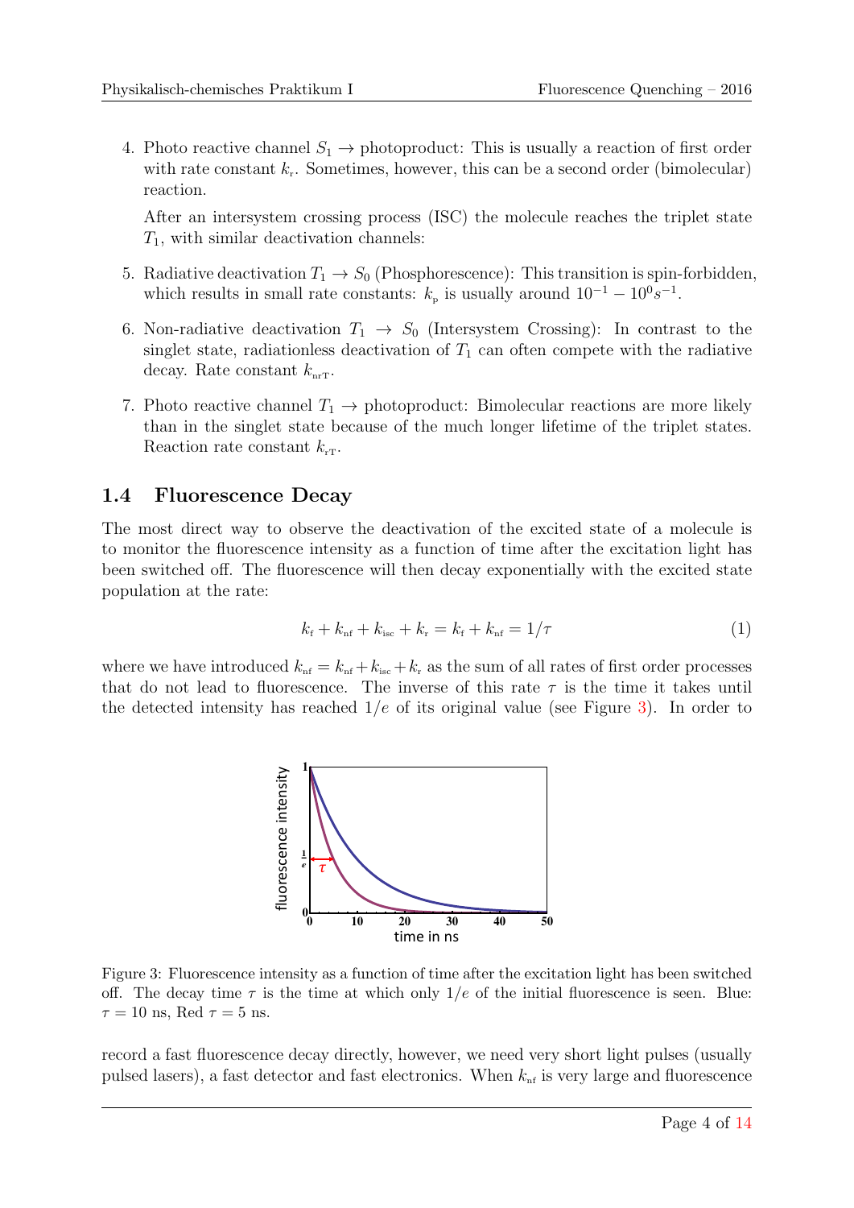4. Photo reactive channel $S_1 \rightarrow$ photoproduct: This is usually a reaction of first order with rate constant $k_r$. Sometimes, however, this can be a second order (bimolecular) reaction.

   After an intersystem crossing process (ISC) the molecule reaches the triplet state $T_1$, with similar deactivation channels:

5. Radiative deactivation $T_1 \rightarrow S_0$ (Phosphorescence): This transition is spin-forbidden, which results in small rate constants: $k_p$ is usually around $10^{-1} - 10^{0} s^{-1}$.

6. Non-radiative deactivation $T_1 \rightarrow S_0$ (Intersystem Crossing): In contrast to the singlet state, radiationless deactivation of $T_1$ can often compete with the radiative decay. Rate constant $k_{nrT}$.

7. Photo reactive channel $T_1 \rightarrow$ photoproduct: Bimolecular reactions are more likely than in the singlet state because of the much longer lifetime of the triplet states. Reaction rate constant $k_{rT}$.

## 1.4 Fluorescence Decay

The most direct way to observe the deactivation of the excited state of a molecule is to monitor the fluorescence intensity as a function of time after the excitation light has been switched off. The fluorescence will then decay exponentially with the excited state population at the rate:

$$k_f + k_{nf} + k_{isc} + k_r = k_f + k_{nf} = 1/\tau \tag{1}$$

where we have introduced $k_{nf} = k_{nf} + k_{isc} + k_r$ as the sum of all rates of first order processes that do not lead to fluorescence. The inverse of this rate $\tau$ is the time it takes until the detected intensity has reached $1/e$ of its original value (see Figure 3). In order to record a fast fluorescence decay directly, however, we need very short light pulses (usually pulsed lasers), a fast detector and fast electronics. When $k_{nf}$ is very large and fluorescence

Figure 3: Fluorescence intensity as a function of time after the excitation light has been switched off. The decay time $\tau$ is the time at which only $1/e$ of the initial fluorescence is seen. Blue: $\tau = 10$ ns, Red $\tau = 5$ ns.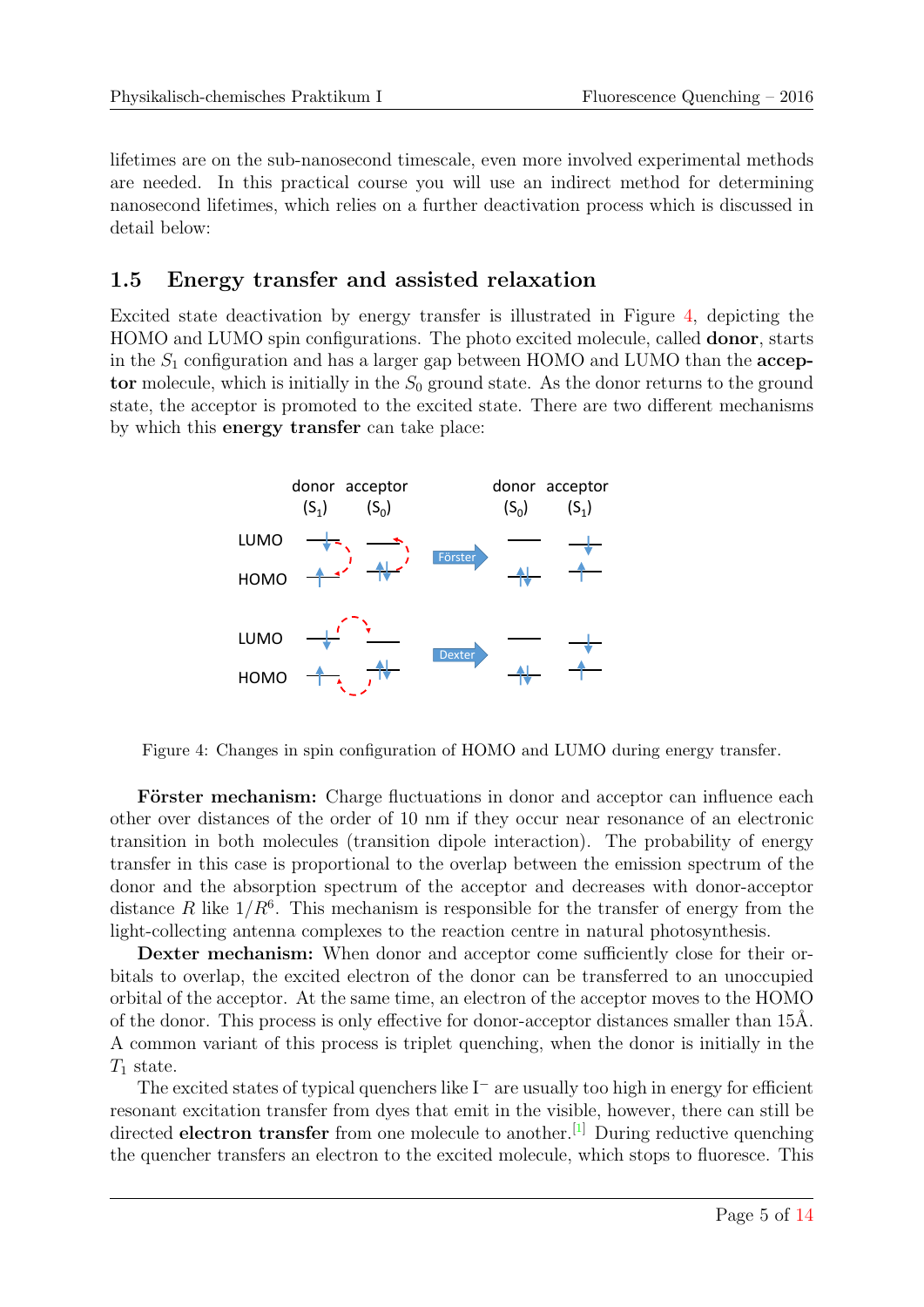lifetimes are on the sub-nanosecond timescale, even more involved experimental methods are needed. In this practical course you will use an indirect method for determining nanosecond lifetimes, which relies on a further deactivation process which is discussed in detail below:

## 1.5 Energy transfer and assisted relaxation

Excited state deactivation by energy transfer is illustrated in Figure 4, depicting the HOMO and LUMO spin configurations. The photo excited molecule, called **donor**, starts in the $S_1$ configuration and has a larger gap between HOMO and LUMO than the **acceptor** molecule, which is initially in the $S_0$ ground state. As the donor returns to the ground state, the acceptor is promoted to the excited state. There are two different mechanisms by which this **energy transfer** can take place:

Figure 4: Changes in spin configuration of HOMO and LUMO during energy transfer.

**Förster mechanism:** Charge fluctuations in donor and acceptor can influence each other over distances of the order of 10 nm if they occur near resonance of an electronic transition in both molecules (transition dipole interaction). The probability of energy transfer in this case is proportional to the overlap between the emission spectrum of the donor and the absorption spectrum of the acceptor and decreases with donor-acceptor distance $R$ like $1/R^6$. This mechanism is responsible for the transfer of energy from the light-collecting antenna complexes to the reaction centre in natural photosynthesis.

**Dexter mechanism:** When donor and acceptor come sufficiently close for their orbitals to overlap, the excited electron of the donor can be transferred to an unoccupied orbital of the acceptor. At the same time, an electron of the acceptor moves to the HOMO of the donor. This process is only effective for donor-acceptor distances smaller than 15Å. A common variant of this process is triplet quenching, when the donor is initially in the $T_1$ state.

The excited states of typical quenchers like $I^-$ are usually too high in energy for efficient resonant excitation transfer from dyes that emit in the visible, however, there can still be directed **electron transfer** from one molecule to another.[1] During reductive quenching the quencher transfers an electron to the excited molecule, which stops to fluoresce. This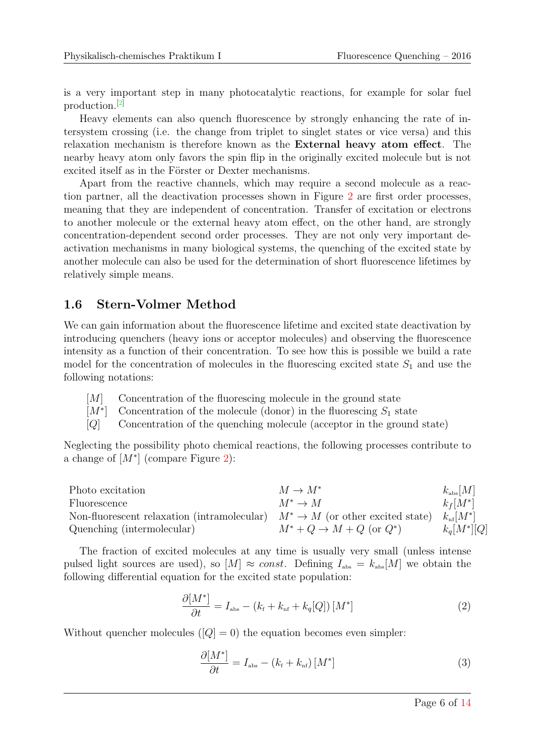is a very important step in many photocatalytic reactions, for example for solar fuel production.[2]

Heavy elements can also quench fluorescence by strongly enhancing the rate of intersystem crossing (i.e. the change from triplet to singlet states or vice versa) and this relaxation mechanism is therefore known as the **External heavy atom effect**. The nearby heavy atom only favors the spin flip in the originally excited molecule but is not excited itself as in the Förster or Dexter mechanisms.

Apart from the reactive channels, which may require a second molecule as a reaction partner, all the deactivation processes shown in Figure 2 are first order processes, meaning that they are independent of concentration. Transfer of excitation or electrons to another molecule or the external heavy atom effect, on the other hand, are strongly concentration-dependent second order processes. They are not only very important deactivation mechanisms in many biological systems, the quenching of the excited state by another molecule can also be used for the determination of short fluorescence lifetimes by relatively simple means.

## 1.6 Stern-Volmer Method

We can gain information about the fluorescence lifetime and excited state deactivation by introducing quenchers (heavy ions or acceptor molecules) and observing the fluorescence intensity as a function of their concentration. To see how this is possible we build a rate model for the concentration of molecules in the fluorescing excited state $S_1$ and use the following notations:

- $[M]$ Concentration of the fluorescing molecule in the ground state
- $[M^*]$ Concentration of the molecule (donor) in the fluorescing $S_1$ state
- $[Q]$ Concentration of the quenching molecule (acceptor in the ground state)

Neglecting the possibility photo chemical reactions, the following processes contribute to a change of $[M^*]$ (compare Figure 2):

| | | |
|---|---|---|
| Photo excitation | $M \rightarrow M^*$ | $k_{\mathrm{abs}}[M]$ |
| Fluorescence | $M^* \rightarrow M$ | $k_f[M^*]$ |
| Non-fluorescent relaxation (intramolecular) | $M^* \rightarrow M$ (or other excited state) | $k_{\mathrm{nf}}[M^*]$ |
| Quenching (intermolecular) | $M^* + Q \rightarrow M + Q$ (or $Q^*$) | $k_q[M^*][Q]$ |

The fraction of excited molecules at any time is usually very small (unless intense pulsed light sources are used), so $[M] \approx const.$ Defining $I_{\mathrm{abs}} = k_{\mathrm{abs}}[M]$ we obtain the following differential equation for the excited state population:

$$\frac{\partial [M^*]}{\partial t} = I_{\mathrm{abs}} - \left(k_{\mathrm{f}} + k_{\mathrm{nf}} + k_q[Q]\right)[M^*] \tag{2}$$

Without quencher molecules ($[Q] = 0$) the equation becomes even simpler:

$$\frac{\partial [M^*]}{\partial t} = I_{\mathrm{abs}} - \left(k_{\mathrm{f}} + k_{\mathrm{nf}}\right)[M^*] \tag{3}$$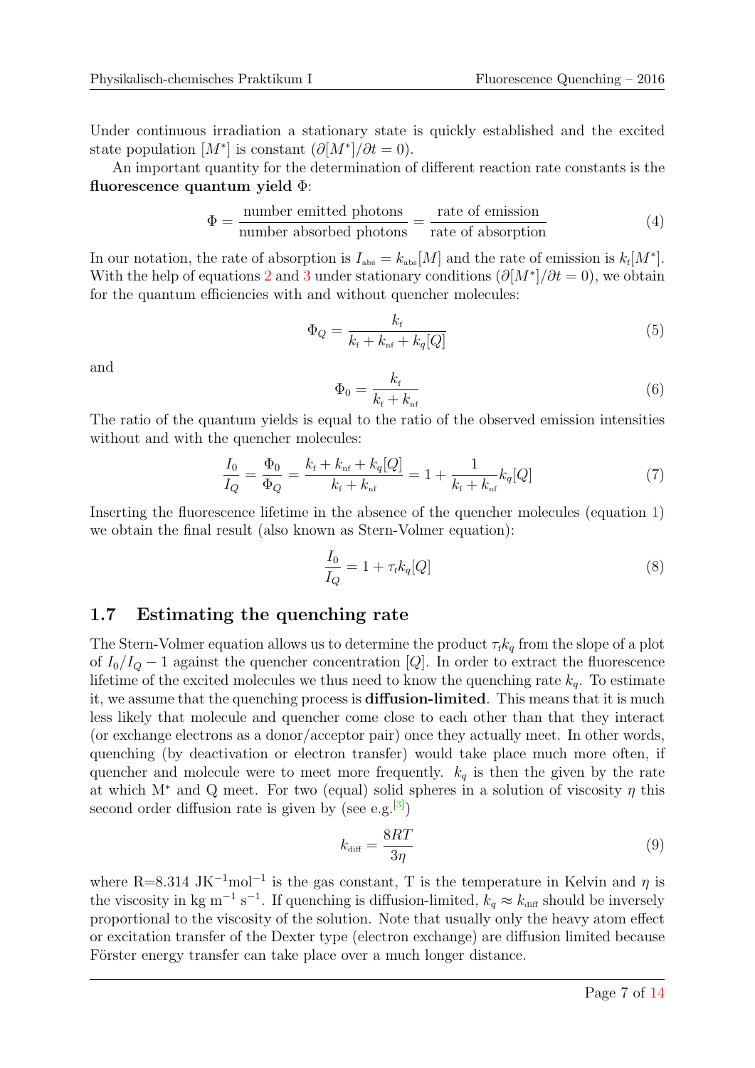Under continuous irradiation a stationary state is quickly established and the excited state population $[M^*]$ is constant ($\partial[M^*]/\partial t = 0$).

An important quantity for the determination of different reaction rate constants is the **fluorescence quantum yield** $\Phi$:

$$\Phi = \frac{\text{number emitted photons}}{\text{number absorbed photons}} = \frac{\text{rate of emission}}{\text{rate of absorption}} \tag{4}$$

In our notation, the rate of absorption is $I_{\text{abs}} = k_{\text{abs}}[M]$ and the rate of emission is $k_{\text{f}}[M^*]$. With the help of equations 2 and 3 under stationary conditions ($\partial[M^*]/\partial t = 0$), we obtain for the quantum efficiencies with and without quencher molecules:

$$\Phi_Q = \frac{k_{\text{f}}}{k_{\text{f}} + k_{\text{nf}} + k_q[Q]} \tag{5}$$

and

$$\Phi_0 = \frac{k_{\text{f}}}{k_{\text{f}} + k_{\text{nf}}} \tag{6}$$

The ratio of the quantum yields is equal to the ratio of the observed emission intensities without and with the quencher molecules:

$$\frac{I_0}{I_Q} = \frac{\Phi_0}{\Phi_Q} = \frac{k_{\text{f}} + k_{\text{nf}} + k_q[Q]}{k_{\text{f}} + k_{\text{nf}}} = 1 + \frac{1}{k_{\text{f}} + k_{\text{nf}}} k_q[Q] \tag{7}$$

Inserting the fluorescence lifetime in the absence of the quencher molecules (equation 1) we obtain the final result (also known as Stern-Volmer equation):

$$\frac{I_0}{I_Q} = 1 + \tau_{\text{f}} k_q[Q] \tag{8}$$

## 1.7 Estimating the quenching rate

The Stern-Volmer equation allows us to determine the product $\tau_{\text{f}} k_q$ from the slope of a plot of $I_0/I_Q - 1$ against the quencher concentration $[Q]$. In order to extract the fluorescence lifetime of the excited molecules we thus need to know the quenching rate $k_q$. To estimate it, we assume that the quenching process is **diffusion-limited**. This means that it is much less likely that molecule and quencher come close to each other than that they interact (or exchange electrons as a donor/acceptor pair) once they actually meet. In other words, quenching (by deactivation or electron transfer) would take place much more often, if quencher and molecule were to meet more frequently. $k_q$ is then the given by the rate at which $M^*$ and Q meet. For two (equal) solid spheres in a solution of viscosity $\eta$ this second order diffusion rate is given by (see e.g.[3])

$$k_{\text{diff}} = \frac{8RT}{3\eta} \tag{9}$$

where R=8.314 $\text{JK}^{-1}\text{mol}^{-1}$ is the gas constant, T is the temperature in Kelvin and $\eta$ is the viscosity in kg $\text{m}^{-1}$ $\text{s}^{-1}$. If quenching is diffusion-limited, $k_q \approx k_{\text{diff}}$ should be inversely proportional to the viscosity of the solution. Note that usually only the heavy atom effect or excitation transfer of the Dexter type (electron exchange) are diffusion limited because Förster energy transfer can take place over a much longer distance.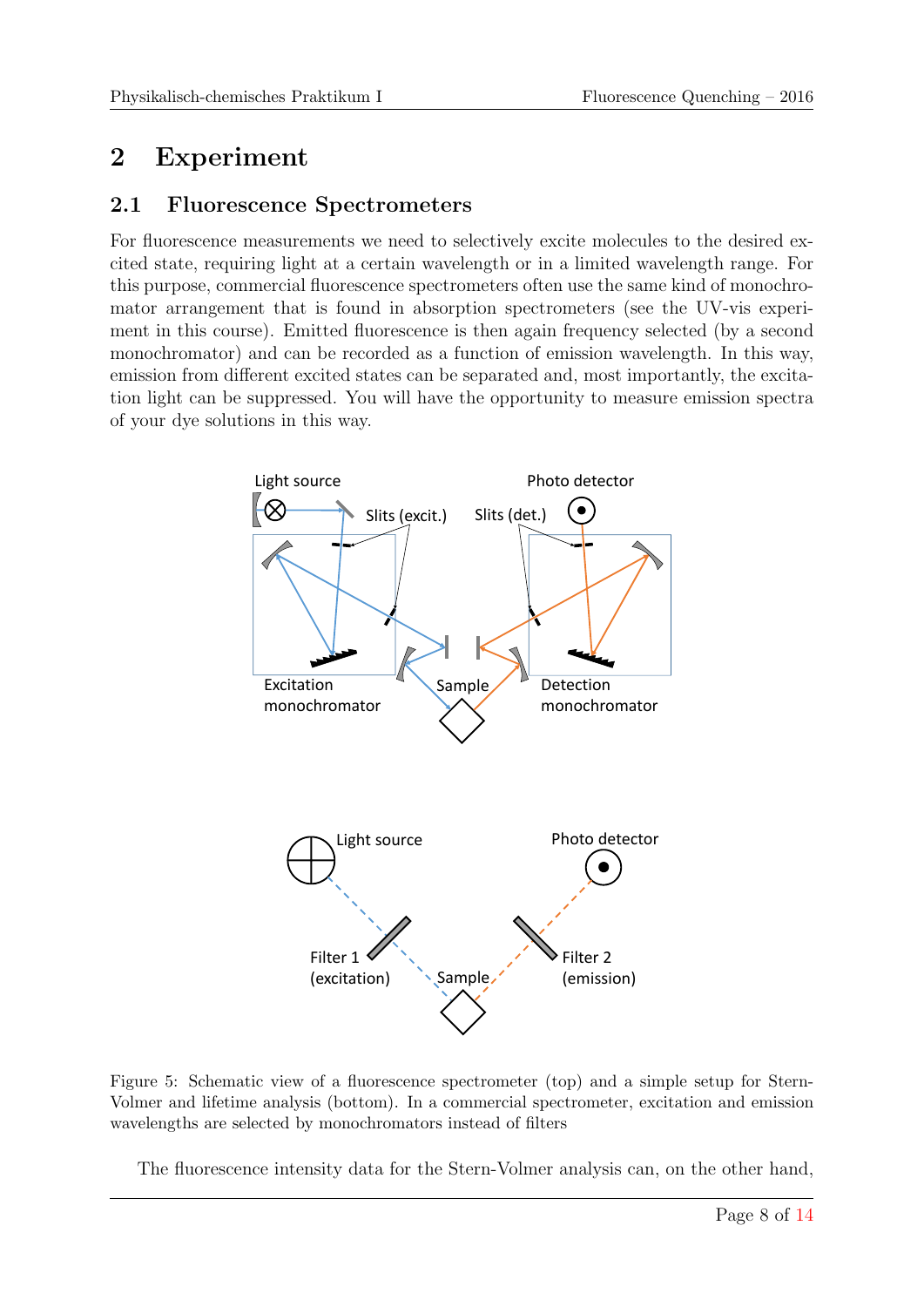# 2 Experiment

## 2.1 Fluorescence Spectrometers

For fluorescence measurements we need to selectively excite molecules to the desired excited state, requiring light at a certain wavelength or in a limited wavelength range. For this purpose, commercial fluorescence spectrometers often use the same kind of monochromator arrangement that is found in absorption spectrometers (see the UV-vis experiment in this course). Emitted fluorescence is then again frequency selected (by a second monochromator) and can be recorded as a function of emission wavelength. In this way, emission from different excited states can be separated and, most importantly, the excitation light can be suppressed. You will have the opportunity to measure emission spectra of your dye solutions in this way.

Figure 5: Schematic view of a fluorescence spectrometer (top) and a simple setup for Stern-Volmer and lifetime analysis (bottom). In a commercial spectrometer, excitation and emission wavelengths are selected by monochromators instead of filters

The fluorescence intensity data for the Stern-Volmer analysis can, on the other hand,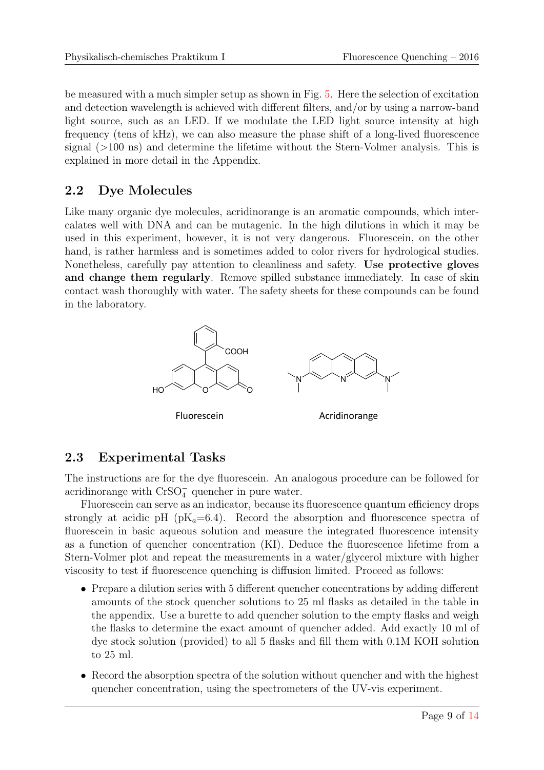be measured with a much simpler setup as shown in Fig. 5. Here the selection of excitation and detection wavelength is achieved with different filters, and/or by using a narrow-band light source, such as an LED. If we modulate the LED light source intensity at high frequency (tens of kHz), we can also measure the phase shift of a long-lived fluorescence signal (>100 ns) and determine the lifetime without the Stern-Volmer analysis. This is explained in more detail in the Appendix.

## 2.2 Dye Molecules

Like many organic dye molecules, acridinorange is an aromatic compounds, which intercalates well with DNA and can be mutagenic. In the high dilutions in which it may be used in this experiment, however, it is not very dangerous. Fluorescein, on the other hand, is rather harmless and is sometimes added to color rivers for hydrological studies. Nonetheless, carefully pay attention to cleanliness and safety. **Use protective gloves and change them regularly**. Remove spilled substance immediately. In case of skin contact wash thoroughly with water. The safety sheets for these compounds can be found in the laboratory.

Fluorescein Acridinorange

## 2.3 Experimental Tasks

The instructions are for the dye fluorescein. An analogous procedure can be followed for acridinorange with $CrSO_4^-$ quencher in pure water.

Fluorescein can serve as an indicator, because its fluorescence quantum efficiency drops strongly at acidic pH ($pK_a$=6.4). Record the absorption and fluorescence spectra of fluorescein in basic aqueous solution and measure the integrated fluorescence intensity as a function of quencher concentration (KI). Deduce the fluorescence lifetime from a Stern-Volmer plot and repeat the measurements in a water/glycerol mixture with higher viscosity to test if fluorescence quenching is diffusion limited. Proceed as follows:

- Prepare a dilution series with 5 different quencher concentrations by adding different amounts of the stock quencher solutions to 25 ml flasks as detailed in the table in the appendix. Use a burette to add quencher solution to the empty flasks and weigh the flasks to determine the exact amount of quencher added. Add exactly 10 ml of dye stock solution (provided) to all 5 flasks and fill them with 0.1M KOH solution to 25 ml.
- Record the absorption spectra of the solution without quencher and with the highest quencher concentration, using the spectrometers of the UV-vis experiment.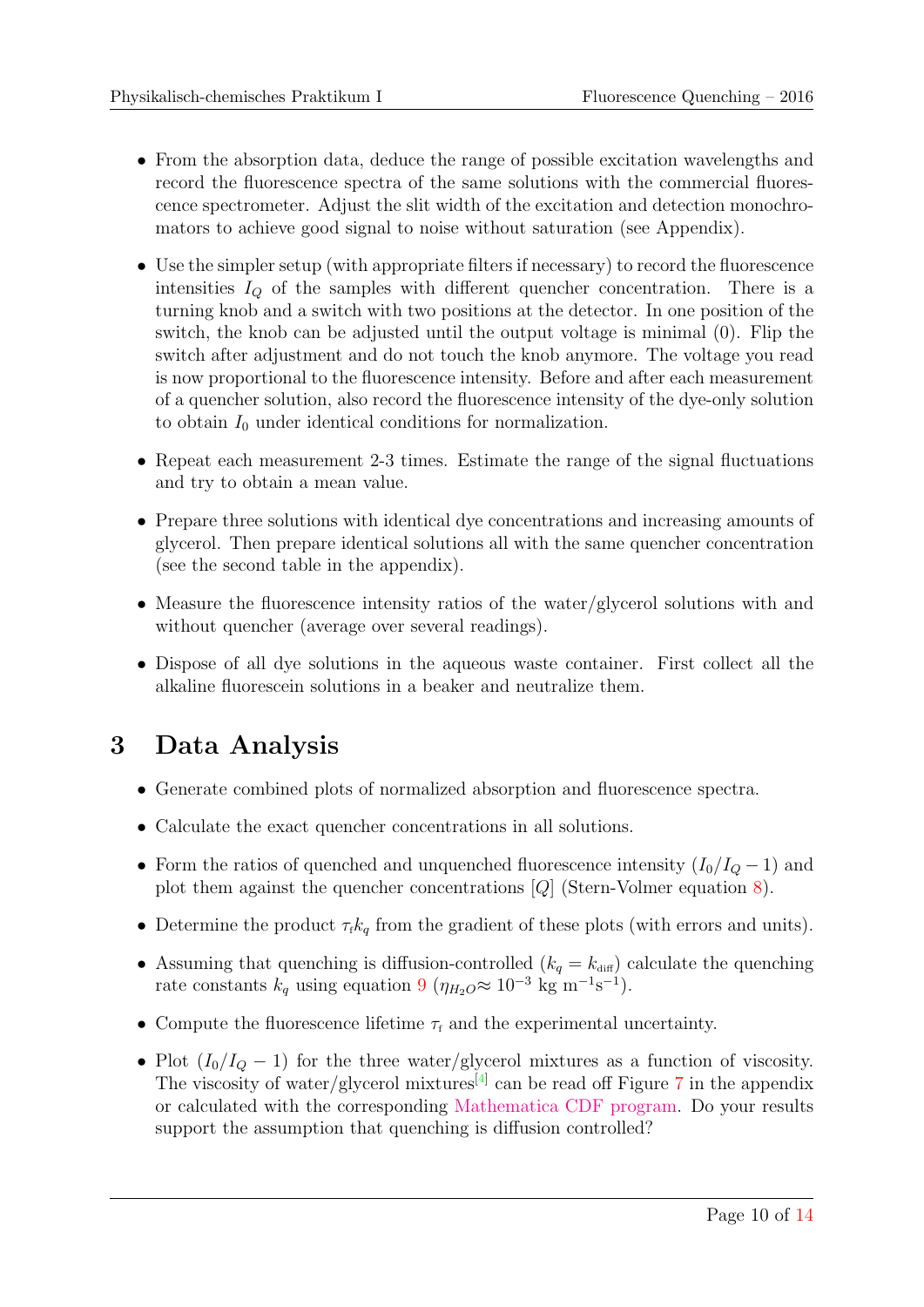- From the absorption data, deduce the range of possible excitation wavelengths and record the fluorescence spectra of the same solutions with the commercial fluorescence spectrometer. Adjust the slit width of the excitation and detection monochromators to achieve good signal to noise without saturation (see Appendix).
- Use the simpler setup (with appropriate filters if necessary) to record the fluorescence intensities $I_Q$ of the samples with different quencher concentration. There is a turning knob and a switch with two positions at the detector. In one position of the switch, the knob can be adjusted until the output voltage is minimal (0). Flip the switch after adjustment and do not touch the knob anymore. The voltage you read is now proportional to the fluorescence intensity. Before and after each measurement of a quencher solution, also record the fluorescence intensity of the dye-only solution to obtain $I_0$ under identical conditions for normalization.
- Repeat each measurement 2-3 times. Estimate the range of the signal fluctuations and try to obtain a mean value.
- Prepare three solutions with identical dye concentrations and increasing amounts of glycerol. Then prepare identical solutions all with the same quencher concentration (see the second table in the appendix).
- Measure the fluorescence intensity ratios of the water/glycerol solutions with and without quencher (average over several readings).
- Dispose of all dye solutions in the aqueous waste container. First collect all the alkaline fluorescein solutions in a beaker and neutralize them.

# 3 Data Analysis

- Generate combined plots of normalized absorption and fluorescence spectra.
- Calculate the exact quencher concentrations in all solutions.
- Form the ratios of quenched and unquenched fluorescence intensity $(I_0/I_Q - 1)$ and plot them against the quencher concentrations $[Q]$ (Stern-Volmer equation 8).
- Determine the product $\tau_f k_q$ from the gradient of these plots (with errors and units).
- Assuming that quenching is diffusion-controlled ($k_q = k_{\text{diff}}$) calculate the quenching rate constants $k_q$ using equation 9 ($\eta_{H_2O} \approx 10^{-3}$ kg $\text{m}^{-1}\text{s}^{-1}$).
- Compute the fluorescence lifetime $\tau_f$ and the experimental uncertainty.
- Plot $(I_0/I_Q - 1)$ for the three water/glycerol mixtures as a function of viscosity. The viscosity of water/glycerol mixtures[4] can be read off Figure 7 in the appendix or calculated with the corresponding Mathematica CDF program. Do your results support the assumption that quenching is diffusion controlled?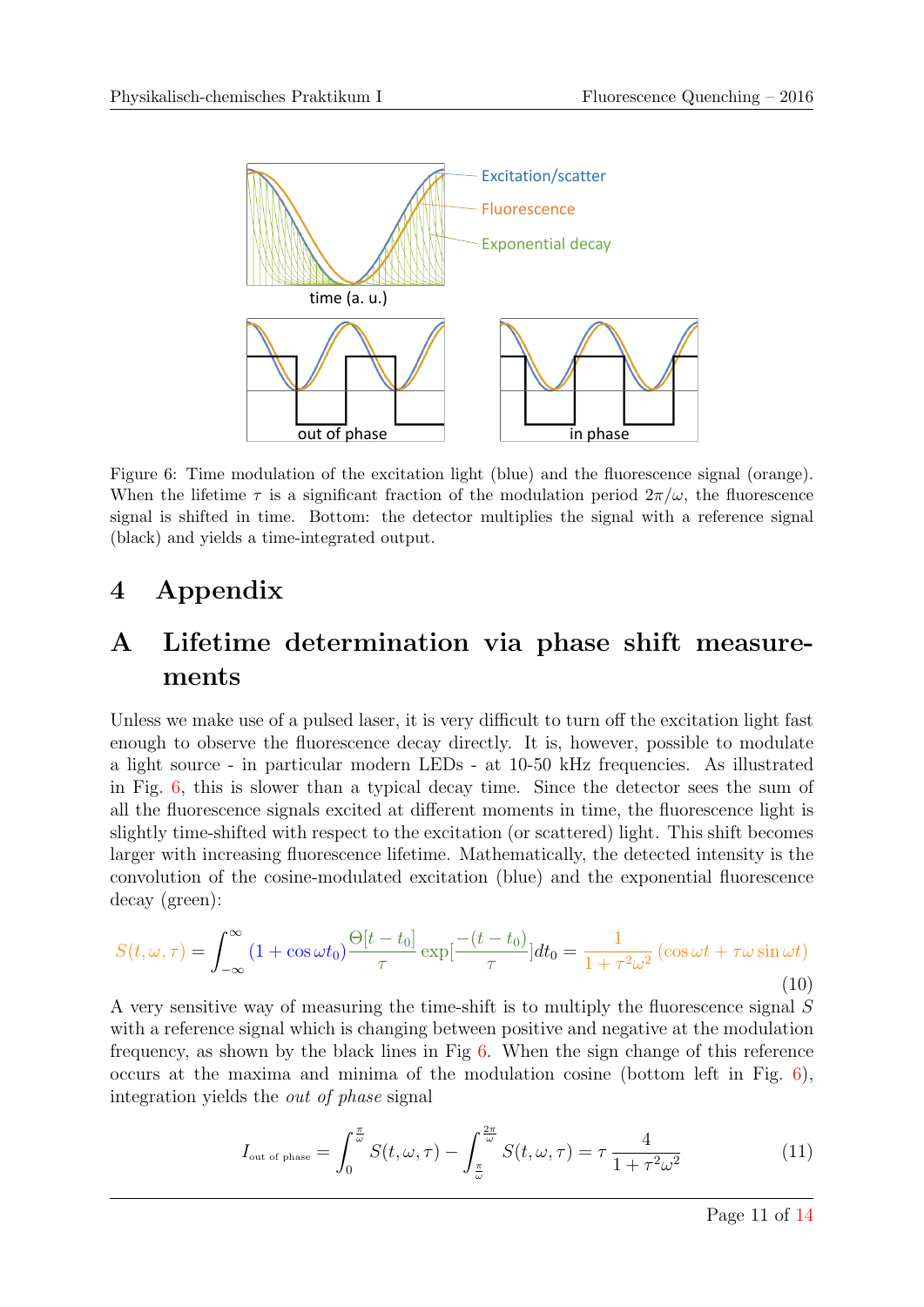Figure 6: Time modulation of the excitation light (blue) and the fluorescence signal (orange). When the lifetime $\tau$ is a significant fraction of the modulation period $2\pi/\omega$, the fluorescence signal is shifted in time. Bottom: the detector multiplies the signal with a reference signal (black) and yields a time-integrated output.

# 4 Appendix

## A Lifetime determination via phase shift measurements

Unless we make use of a pulsed laser, it is very difficult to turn off the excitation light fast enough to observe the fluorescence decay directly. It is, however, possible to modulate a light source - in particular modern LEDs - at 10-50 kHz frequencies. As illustrated in Fig. 6, this is slower than a typical decay time. Since the detector sees the sum of all the fluorescence signals excited at different moments in time, the fluorescence light is slightly time-shifted with respect to the excitation (or scattered) light. This shift becomes larger with increasing fluorescence lifetime. Mathematically, the detected intensity is the convolution of the cosine-modulated excitation (blue) and the exponential fluorescence decay (green):

$$S(t,\omega,\tau) = \int_{-\infty}^{\infty} (1+\cos\omega t_0)\frac{\Theta[t-t_0]}{\tau}\exp[\frac{-(t-t_0)}{\tau}]dt_0 = \frac{1}{1+\tau^2\omega^2}(\cos\omega t + \tau\omega\sin\omega t) \tag{10}$$

A very sensitive way of measuring the time-shift is to multiply the fluorescence signal $S$ with a reference signal which is changing between positive and negative at the modulation frequency, as shown by the black lines in Fig 6. When the sign change of this reference occurs at the maxima and minima of the modulation cosine (bottom left in Fig. 6), integration yields the *out of phase* signal

$$I_{\text{out of phase}} = \int_0^{\frac{\pi}{\omega}} S(t,\omega,\tau) - \int_{\frac{\pi}{\omega}}^{\frac{2\pi}{\omega}} S(t,\omega,\tau) = \tau\,\frac{4}{1+\tau^2\omega^2} \tag{11}$$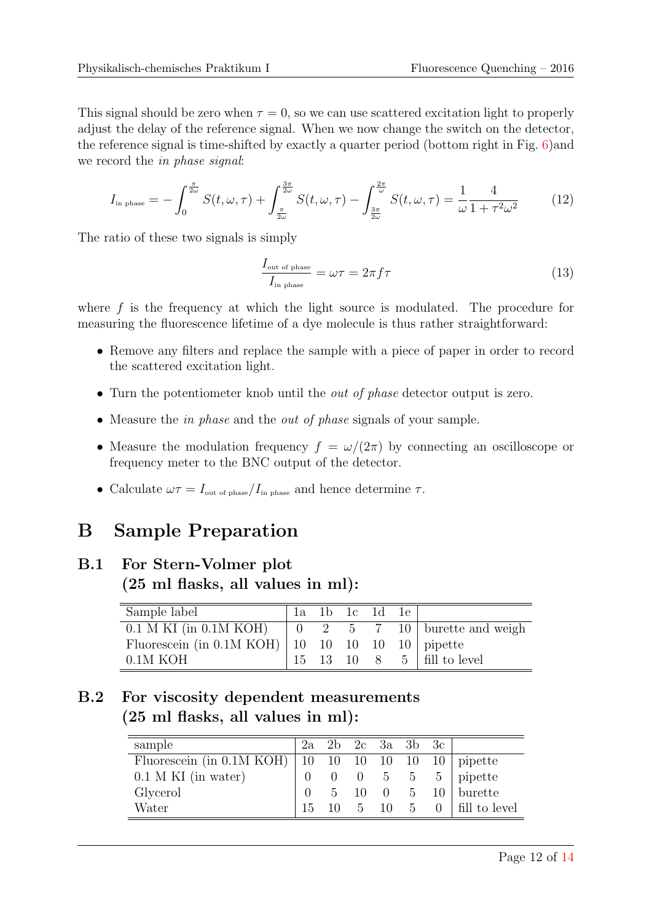This signal should be zero when $\tau = 0$, so we can use scattered excitation light to properly adjust the delay of the reference signal. When we now change the switch on the detector, the reference signal is time-shifted by exactly a quarter period (bottom right in Fig. 6)and we record the *in phase signal*:

$$I_{\text{in phase}} = -\int_0^{\frac{\pi}{2\omega}} S(t,\omega,\tau) + \int_{\frac{\pi}{2\omega}}^{\frac{3\pi}{2\omega}} S(t,\omega,\tau) - \int_{\frac{3\pi}{2\omega}}^{\frac{2\pi}{\omega}} S(t,\omega,\tau) = \frac{1}{\omega}\frac{4}{1+\tau^2\omega^2} \tag{12}$$

The ratio of these two signals is simply

$$\frac{I_{\text{out of phase}}}{I_{\text{in phase}}} = \omega\tau = 2\pi f \tau \tag{13}$$

where $f$ is the frequency at which the light source is modulated. The procedure for measuring the fluorescence lifetime of a dye molecule is thus rather straightforward:

- Remove any filters and replace the sample with a piece of paper in order to record the scattered excitation light.
- Turn the potentiometer knob until the *out of phase* detector output is zero.
- Measure the *in phase* and the *out of phase* signals of your sample.
- Measure the modulation frequency $f = \omega/(2\pi)$ by connecting an oscilloscope or frequency meter to the BNC output of the detector.
- Calculate $\omega\tau = I_{\text{out of phase}}/I_{\text{in phase}}$ and hence determine $\tau$.

# B Sample Preparation

## B.1 For Stern-Volmer plot (25 ml flasks, all values in ml):

| Sample label | 1a | 1b | 1c | 1d | 1e | |
|---|---|---|---|---|---|---|
| 0.1 M KI (in 0.1M KOH) | 0 | 2 | 5 | 7 | 10 | burette and weigh |
| Fluorescein (in 0.1M KOH) | 10 | 10 | 10 | 10 | 10 | pipette |
| 0.1M KOH | 15 | 13 | 10 | 8 | 5 | fill to level |

## B.2 For viscosity dependent measurements (25 ml flasks, all values in ml):

| sample | 2a | 2b | 2c | 3a | 3b | 3c | |
|---|---|---|---|---|---|---|---|
| Fluorescein (in 0.1M KOH) | 10 | 10 | 10 | 10 | 10 | 10 | pipette |
| 0.1 M KI (in water) | 0 | 0 | 0 | 5 | 5 | 5 | pipette |
| Glycerol | 0 | 5 | 10 | 0 | 5 | 10 | burette |
| Water | 15 | 10 | 5 | 10 | 5 | 0 | fill to level |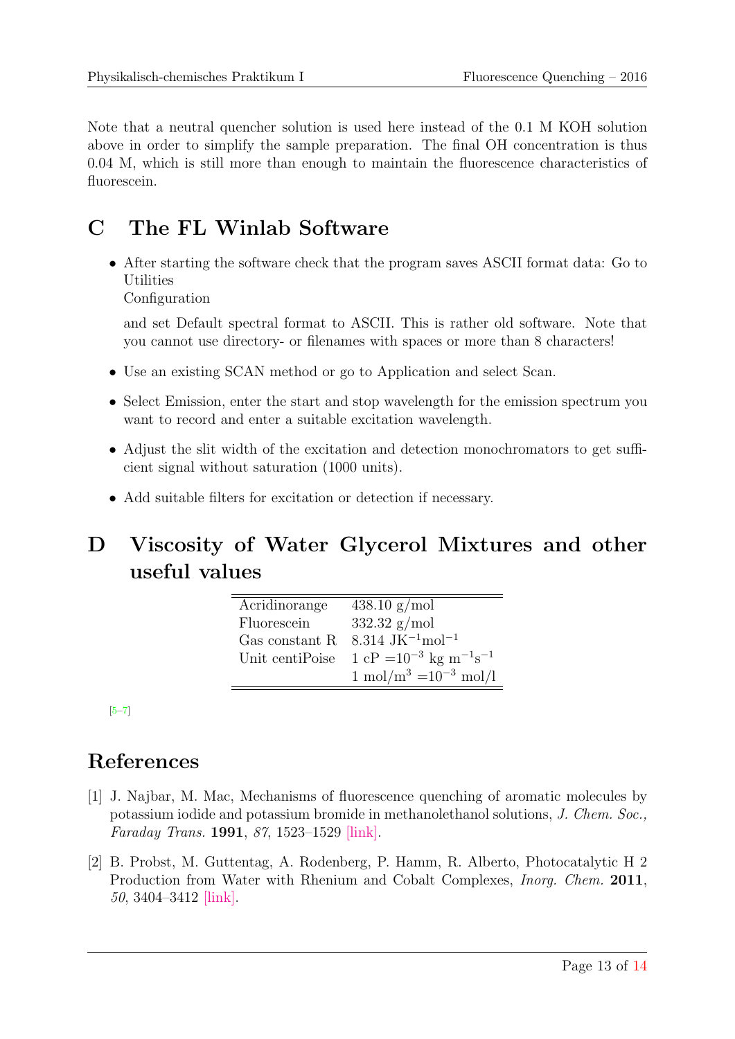Note that a neutral quencher solution is used here instead of the 0.1 M KOH solution above in order to simplify the sample preparation. The final OH concentration is thus 0.04 M, which is still more than enough to maintain the fluorescence characteristics of fluorescein.

# C The FL Winlab Software

- After starting the software check that the program saves ASCII format data: Go to Utilities
  Configuration

  and set Default spectral format to ASCII. This is rather old software. Note that you cannot use directory- or filenames with spaces or more than 8 characters!
- Use an existing SCAN method or go to Application and select Scan.
- Select Emission, enter the start and stop wavelength for the emission spectrum you want to record and enter a suitable excitation wavelength.
- Adjust the slit width of the excitation and detection monochromators to get sufficient signal without saturation (1000 units).
- Add suitable filters for excitation or detection if necessary.

# D Viscosity of Water Glycerol Mixtures and other useful values

| | |
|---|---|
| Acridinorange | 438.10 g/mol |
| Fluorescein | 332.32 g/mol |
| Gas constant R | 8.314 $JK^{-1}mol^{-1}$ |
| Unit centiPoise | 1 cP $=10^{-3}$ kg $m^{-1}s^{-1}$ |
| | 1 $mol/m^3 = 10^{-3}$ mol/l |

[5–7]

# References

[1] J. Najbar, M. Mac, Mechanisms of fluorescence quenching of aromatic molecules by potassium iodide and potassium bromide in methanolethanol solutions, *J. Chem. Soc., Faraday Trans.* **1991**, *87*, 1523–1529 [link].

[2] B. Probst, M. Guttentag, A. Rodenberg, P. Hamm, R. Alberto, Photocatalytic H 2 Production from Water with Rhenium and Cobalt Complexes, *Inorg. Chem.* **2011**, *50*, 3404–3412 [link].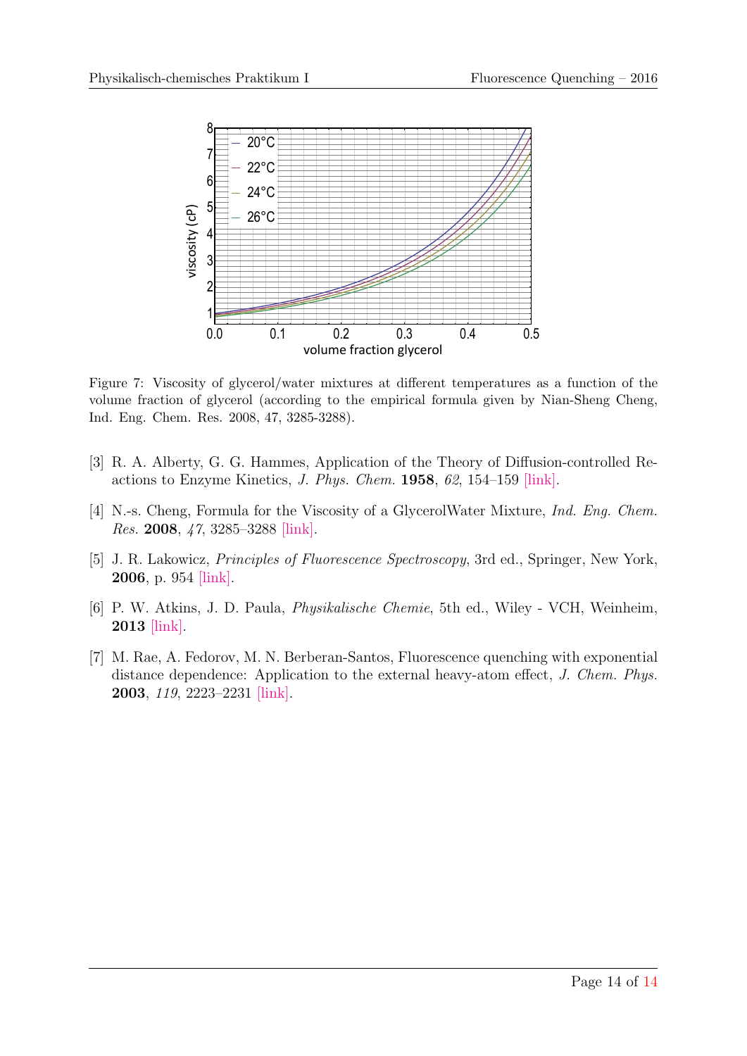8
7
6
5
4
3
2
1
viscosity (cP)
— 20°C
— 22°C
— 24°C
— 26°C
0.0
0.1
0.2
0.3
0.4
0.5
volume fraction glycerol

Figure 7: Viscosity of glycerol/water mixtures at different temperatures as a function of the volume fraction of glycerol (according to the empirical formula given by Nian-Sheng Cheng, Ind. Eng. Chem. Res. 2008, 47, 3285-3288).

[3] R. A. Alberty, G. G. Hammes, Application of the Theory of Diffusion-controlled Reactions to Enzyme Kinetics, *J. Phys. Chem.* **1958**, *62*, 154–159 [link].

[4] N.-s. Cheng, Formula for the Viscosity of a GlycerolWater Mixture, *Ind. Eng. Chem. Res.* **2008**, *47*, 3285–3288 [link].

[5] J. R. Lakowicz, *Principles of Fluorescence Spectroscopy*, 3rd ed., Springer, New York, **2006**, p. 954 [link].

[6] P. W. Atkins, J. D. Paula, *Physikalische Chemie*, 5th ed., Wiley - VCH, Weinheim, **2013** [link].

[7] M. Rae, A. Fedorov, M. N. Berberan-Santos, Fluorescence quenching with exponential distance dependence: Application to the external heavy-atom effect, *J. Chem. Phys.* **2003**, *119*, 2223–2231 [link].